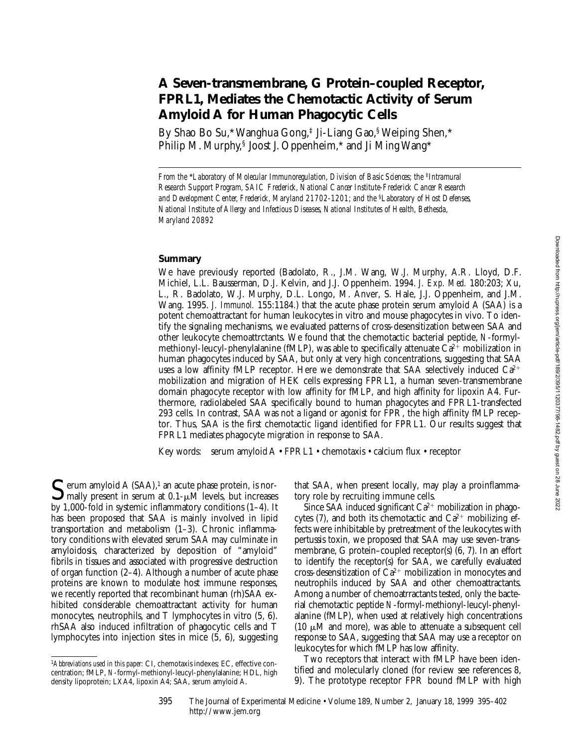# A Seven-transmembrane, G Protein–coupled Receptor, FPRL1, Mediates the Chemotactic Activity of Serum Amyloid A for Human Phagocytic Cells

By Shao Bo Su,* Wanghua Gong,‡ Ji-Liang Gao,§ Weiping Shen,* Philip M. Murphy,§ Joost J. Oppenheim,* and Ji Ming Wang*

*From the \*Laboratory of Molecular Immunoregulation, Division of Basic Sciences; the ‡Intramural Research Support Program, SAIC Frederick, National Cancer Institute-Frederick Cancer Research and Development Center, Frederick, Maryland 21702-1201; and the §Laboratory of Host Defenses, National Institute of Allergy and Infectious Diseases, National Institutes of Health, Bethesda, Maryland 20892*

## Summary

We have previously reported (Badolato, R., J.M. Wang, W.J. Murphy, A.R. Lloyd, D.F. Michiel, L.L. Bausserman, D.J. Kelvin, and J.J. Oppenheim. 1994. *J. Exp. Med.* 180:203; Xu, L., R. Badolato, W.J. Murphy, D.L. Longo, M. Anver, S. Hale, J.J. Oppenheim, and J.M. Wang. 1995. *J. Immunol.* 155:1184.) that the acute phase protein serum amyloid A (SAA) is a potent chemoattractant for human leukocytes in vitro and mouse phagocytes in vivo. To identify the signaling mechanisms, we evaluated patterns of cross-desensitization between SAA and other leukocyte chemoattrctants. We found that the chemotactic bacterial peptide, *N*-formyl-methionyl-leucyl-phenylalanine (fMLP), was able to specifically attenuate $Ca^{2+}$ mobilization in human phagocytes induced by SAA, but only at very high concentrations, suggesting that SAA uses a low affinity fMLP receptor. Here we demonstrate that SAA selectively induced $Ca^{2+}$ mobilization and migration of HEK cells expressing FPRL1, a human seven-transmembrane domain phagocyte receptor with low affinity for fMLP, and high affinity for lipoxin A4. Furthermore, radiolabeled SAA specifically bound to human phagocytes and FPRL1-transfected 293 cells. In contrast, SAA was not a ligand or agonist for FPR, the high affinity fMLP receptor. Thus, SAA is the first chemotactic ligand identified for FPRL1. Our results suggest that FPRL1 mediates phagocyte migration in response to SAA.

Key words: serum amyloid A • FPRL1 • chemotaxis • calcium flux • receptor

Serum amyloid A (SAA),[1] an acute phase protein, is normally present in serum at 0.1-μM levels, but increases by 1,000-fold in systemic inflammatory conditions (1–4). It has been proposed that SAA is mainly involved in lipid transportation and metabolism (1–3). Chronic inflammatory conditions with elevated serum SAA may culminate in amyloidosis, characterized by deposition of "amyloid" fibrils in tissues and associated with progressive destruction of organ function (2–4). Although a number of acute phase proteins are known to modulate host immune responses, we recently reported that recombinant human (rh)SAA exhibited considerable chemoattractant activity for human monocytes, neutrophils, and T lymphocytes in vitro (5, 6). rhSAA also induced infiltration of phagocytic cells and T lymphocytes into injection sites in mice (5, 6), suggesting that SAA, when present locally, may play a proinflammatory role by recruiting immune cells.

Since SAA induced significant $Ca^{2+}$ mobilization in phagocytes (7), and both its chemotactic and $Ca^{2+}$ mobilizing effects were inhibitable by pretreatment of the leukocytes with pertussis toxin, we proposed that SAA may use seven-transmembrane, G protein–coupled receptor(s) (6, 7). In an effort to identify the receptor(s) for SAA, we carefully evaluated cross-desensitization of $Ca^{2+}$ mobilization in monocytes and neutrophils induced by SAA and other chemoattractants. Among a number of chemoatrractants tested, only the bacterial chemotactic peptide *N*-formyl-methionyl-leucyl-phenylalanine (fMLP), when used at relatively high concentrations (10 μM and more), was able to attenuate a subsequent cell response to SAA, suggesting that SAA may use a receptor on leukocytes for which fMLP has low affinity.

Two receptors that interact with fMLP have been identified and molecularly cloned (for review see references 8, 9). The prototype receptor FPR bound fMLP with high

[1] *Abbreviations used in this paper:* CI, chemotaxis indexes; EC, effective concentration; fMLP, *N*-formyl-methionyl-leucyl-phenylalanine; HDL, high density lipoprotein; LXA4, lipoxin A4; SAA, serum amyloid A.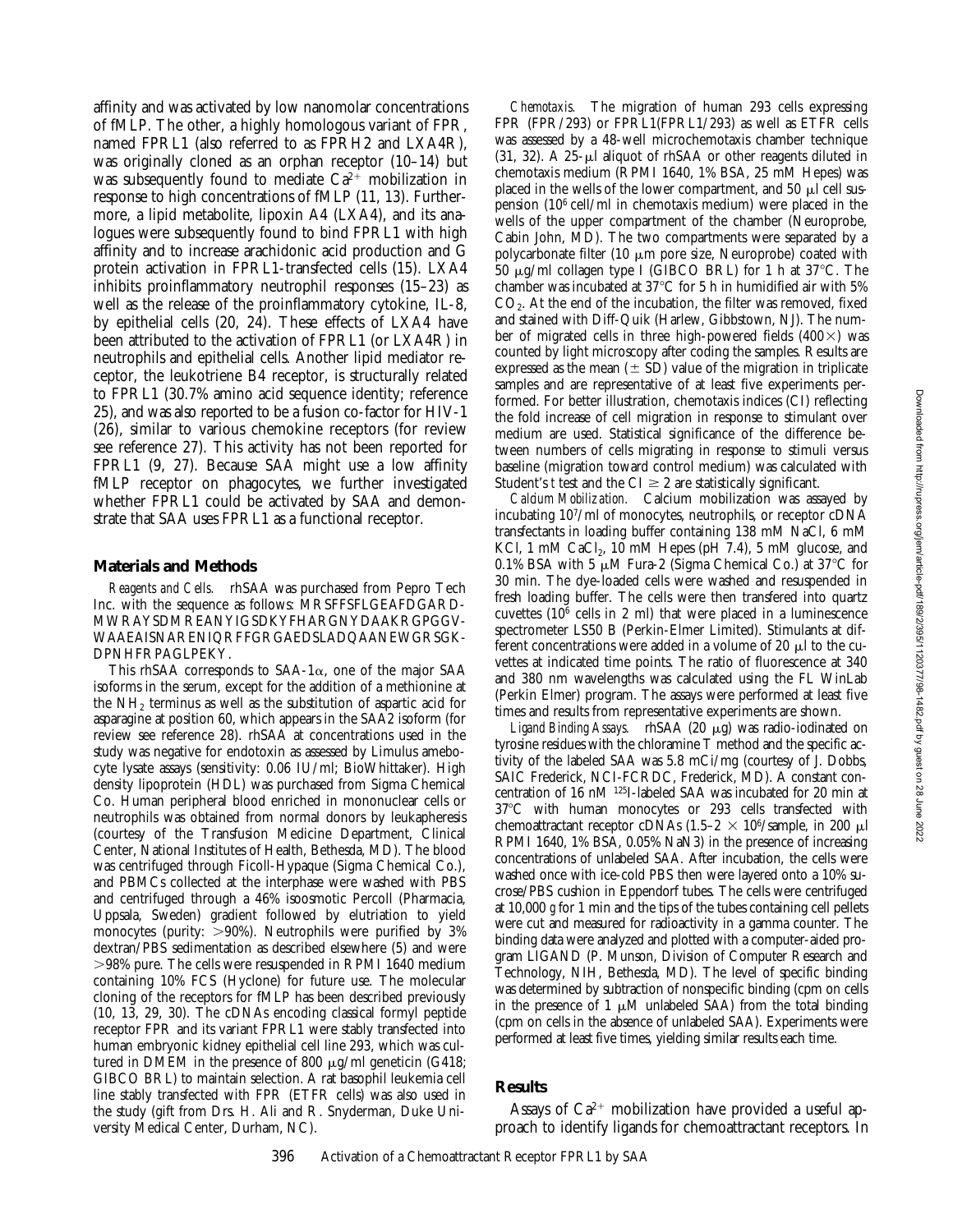affinity and was activated by low nanomolar concentrations of fMLP. The other, a highly homologous variant of FPR, named FPRL1 (also referred to as FPRH2 and LXA4R), was originally cloned as an orphan receptor (10–14) but was subsequently found to mediate $Ca^{2+}$ mobilization in response to high concentrations of fMLP (11, 13). Furthermore, a lipid metabolite, lipoxin A4 (LXA4), and its analogues were subsequently found to bind FPRL1 with high affinity and to increase arachidonic acid production and G protein activation in FPRL1-transfected cells (15). LXA4 inhibits proinflammatory neutrophil responses (15–23) as well as the release of the proinflammatory cytokine, IL-8, by epithelial cells (20, 24). These effects of LXA4 have been attributed to the activation of FPRL1 (or LXA4R) in neutrophils and epithelial cells. Another lipid mediator receptor, the leukotriene B4 receptor, is structurally related to FPRL1 (30.7% amino acid sequence identity; reference 25), and was also reported to be a fusion co-factor for HIV-1 (26), similar to various chemokine receptors (for review see reference 27). This activity has not been reported for FPRL1 (9, 27). Because SAA might use a low affinity fMLP receptor on phagocytes, we further investigated whether FPRL1 could be activated by SAA and demonstrate that SAA uses FPRL1 as a functional receptor.

## Materials and Methods

*Reagents and Cells.* rhSAA was purchased from Pepro Tech Inc. with the sequence as follows: MRSFFSFLGEAFDGARDMWRAYSDMREANYIGSDKYFHARGNYDAAKRGPGGVWAAEAISNARENIQRFFGRGAEDSLADQAANEWGRSGKDPNHFRPAGLPEKY.

This rhSAA corresponds to SAA-1α, one of the major SAA isoforms in the serum, except for the addition of a methionine at the $NH_2$ terminus as well as the substitution of aspartic acid for asparagine at position 60, which appears in the SAA2 isoform (for review see reference 28). rhSAA at concentrations used in the study was negative for endotoxin as assessed by Limulus amebocyte lysate assays (sensitivity: 0.06 IU/ml; BioWhittaker). High density lipoprotein (HDL) was purchased from Sigma Chemical Co. Human peripheral blood enriched in mononuclear cells or neutrophils was obtained from normal donors by leukapheresis (courtesy of the Transfusion Medicine Department, Clinical Center, National Institutes of Health, Bethesda, MD). The blood was centrifuged through Ficoll-Hypaque (Sigma Chemical Co.), and PBMCs collected at the interphase were washed with PBS and centrifuged through a 46% isoosmotic Percoll (Pharmacia, Uppsala, Sweden) gradient followed by elutriation to yield monocytes (purity: >90%). Neutrophils were purified by 3% dextran/PBS sedimentation as described elsewhere (5) and were >98% pure. The cells were resuspended in RPMI 1640 medium containing 10% FCS (Hyclone) for future use. The molecular cloning of the receptors for fMLP has been described previously (10, 13, 29, 30). The cDNAs encoding classical formyl peptide receptor FPR and its variant FPRL1 were stably transfected into human embryonic kidney epithelial cell line 293, which was cultured in DMEM in the presence of 800 μg/ml geneticin (G418; GIBCO BRL) to maintain selection. A rat basophil leukemia cell line stably transfected with FPR (ETFR cells) was also used in the study (gift from Drs. H. Ali and R. Snyderman, Duke University Medical Center, Durham, NC).

*Chemotaxis.* The migration of human 293 cells expressing FPR (FPR/293) or FPRL1(FPRL1/293) as well as ETFR cells was assessed by a 48-well microchemotaxis chamber technique (31, 32). A 25-μl aliquot of rhSAA or other reagents diluted in chemotaxis medium (RPMI 1640, 1% BSA, 25 mM Hepes) was placed in the wells of the lower compartment, and 50 μl cell suspension ($10^6$ cell/ml in chemotaxis medium) were placed in the wells of the upper compartment of the chamber (Neuroprobe, Cabin John, MD). The two compartments were separated by a polycarbonate filter (10 μm pore size, Neuroprobe) coated with 50 μg/ml collagen type I (GIBCO BRL) for 1 h at 37°C. The chamber was incubated at 37°C for 5 h in humidified air with 5% $CO_2$. At the end of the incubation, the filter was removed, fixed and stained with Diff-Quik (Harlew, Gibbstown, NJ). The number of migrated cells in three high-powered fields (400×) was counted by light microscopy after coding the samples. Results are expressed as the mean (± SD) value of the migration in triplicate samples and are representative of at least five experiments performed. For better illustration, chemotaxis indices (CI) reflecting the fold increase of cell migration in response to stimulant over medium are used. Statistical significance of the difference between numbers of cells migrating in response to stimuli versus baseline (migration toward control medium) was calculated with Student's *t* test and the CI ≥ 2 are statistically significant.

*Calcium Mobilization.* Calcium mobilization was assayed by incubating $10^7$/ml of monocytes, neutrophils, or receptor cDNA transfectants in loading buffer containing 138 mM NaCl, 6 mM KCl, 1 mM $CaCl_2$, 10 mM Hepes (pH 7.4), 5 mM glucose, and 0.1% BSA with 5 μM Fura-2 (Sigma Chemical Co.) at 37°C for 30 min. The dye-loaded cells were washed and resuspended in fresh loading buffer. The cells were then transfered into quartz cuvettes ($10^6$ cells in 2 ml) that were placed in a luminescence spectrometer LS50 B (Perkin-Elmer Limited). Stimulants at different concentrations were added in a volume of 20 μl to the cuvettes at indicated time points. The ratio of fluorescence at 340 and 380 nm wavelengths was calculated using the FL WinLab (Perkin Elmer) program. The assays were performed at least five times and results from representative experiments are shown.

*Ligand Binding Assays.* rhSAA (20 μg) was radio-iodinated on tyrosine residues with the chloramine T method and the specific activity of the labeled SAA was 5.8 mCi/mg (courtesy of J. Dobbs, SAIC Frederick, NCI-FCRDC, Frederick, MD). A constant concentration of 16 nM $^{125}$I-labeled SAA was incubated for 20 min at 37°C with human monocytes or 293 cells transfected with chemoattractant receptor cDNAs (1.5–2 × $10^6$/sample, in 200 μl RPMI 1640, 1% BSA, 0.05% NaN3) in the presence of increasing concentrations of unlabeled SAA. After incubation, the cells were washed once with ice-cold PBS then were layered onto a 10% sucrose/PBS cushion in Eppendorf tubes. The cells were centrifuged at 10,000 *g* for 1 min and the tips of the tubes containing cell pellets were cut and measured for radioactivity in a gamma counter. The binding data were analyzed and plotted with a computer-aided program LIGAND (P. Munson, Division of Computer Research and Technology, NIH, Bethesda, MD). The level of specific binding was determined by subtraction of nonspecific binding (cpm on cells in the presence of 1 μM unlabeled SAA) from the total binding (cpm on cells in the absence of unlabeled SAA). Experiments were performed at least five times, yielding similar results each time.

## Results

Assays of $Ca^{2+}$ mobilization have provided a useful approach to identify ligands for chemoattractant receptors. In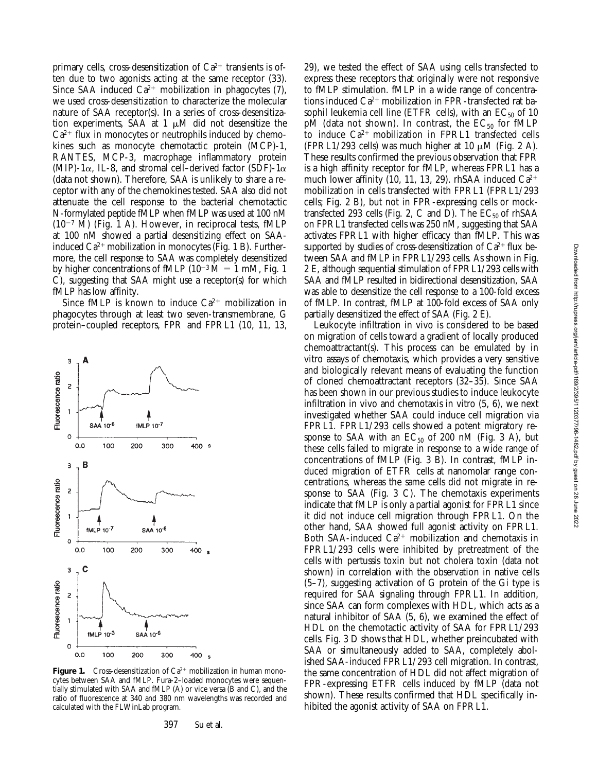primary cells, cross-desensitization of $Ca^{2+}$ transients is often due to two agonists acting at the same receptor (33). Since SAA induced $Ca^{2+}$ mobilization in phagocytes (7), we used cross-desensitization to characterize the molecular nature of SAA receptor(s). In a series of cross-desensitization experiments, SAA at 1 μM did not desensitize the $Ca^{2+}$ flux in monocytes or neutrophils induced by chemokines such as monocyte chemotactic protein (MCP)-1, RANTES, MCP-3, macrophage inflammatory protein (MIP)-1α, IL-8, and stromal cell–derived factor (SDF)-1α (data not shown). Therefore, SAA is unlikely to share a receptor with any of the chemokines tested. SAA also did not attenuate the cell response to the bacterial chemotactic N-formylated peptide fMLP when fMLP was used at 100 nM ($10^{-7}$ M) (Fig. 1 A). However, in reciprocal tests, fMLP at 100 nM showed a partial desensitizing effect on SAA-induced $Ca^{2+}$ mobilization in monocytes (Fig. 1 B). Furthermore, the cell response to SAA was completely desensitized by higher concentrations of fMLP ($10^{-3}$ M = 1 mM, Fig. 1 C), suggesting that SAA might use a receptor(s) for which fMLP has low affinity.

Since fMLP is known to induce $Ca^{2+}$ mobilization in phagocytes through at least two seven-transmembrane, G protein–coupled receptors, FPR and FPRL1 (10, 11, 13, 29), we tested the effect of SAA using cells transfected to express these receptors that originally were not responsive to fMLP stimulation. fMLP in a wide range of concentrations induced $Ca^{2+}$ mobilization in FPR-transfected rat basophil leukemia cell line (ETFR cells), with an $EC_{50}$ of 10 pM (data not shown). In contrast, the $EC_{50}$ for fMLP to induce $Ca^{2+}$ mobilization in FPRL1 transfected cells (FPRL1/293 cells) was much higher at 10 μM (Fig. 2 A). These results confirmed the previous observation that FPR is a high affinity receptor for fMLP, whereas FPRL1 has a much lower affinity (10, 11, 13, 29). rhSAA induced $Ca^{2+}$ mobilization in cells transfected with FPRL1 (FPRL1/293 cells; Fig. 2 B), but not in FPR-expressing cells or mock-transfected 293 cells (Fig. 2, C and D). The $EC_{50}$ of rhSAA on FPRL1 transfected cells was 250 nM, suggesting that SAA activates FPRL1 with higher efficacy than fMLP. This was supported by studies of cross-desensitization of $Ca^{2+}$ flux between SAA and fMLP in FPRL1/293 cells. As shown in Fig. 2 E, although sequential stimulation of FPRL1/293 cells with SAA and fMLP resulted in bidirectional desensitization, SAA was able to desensitize the cell response to a 100-fold excess of fMLP. In contrast, fMLP at 100-fold excess of SAA only partially desensitized the effect of SAA (Fig. 2 E).

Leukocyte infiltration in vivo is considered to be based on migration of cells toward a gradient of locally produced chemoattractant(s). This process can be emulated by in vitro assays of chemotaxis, which provides a very sensitive and biologically relevant means of evaluating the function of cloned chemoattractant receptors (32–35). Since SAA has been shown in our previous studies to induce leukocyte infiltration in vivo and chemotaxis in vitro (5, 6), we next investigated whether SAA could induce cell migration via FPRL1. FPRL1/293 cells showed a potent migratory response to SAA with an $EC_{50}$ of 200 nM (Fig. 3 A), but these cells failed to migrate in response to a wide range of concentrations of fMLP (Fig. 3 B). In contrast, fMLP induced migration of ETFR cells at nanomolar range concentrations, whereas the same cells did not migrate in response to SAA (Fig. 3 C). The chemotaxis experiments indicate that fMLP is only a partial agonist for FPRL1 since it did not induce cell migration through FPRL1. On the other hand, SAA showed full agonist activity on FPRL1. Both SAA-induced $Ca^{2+}$ mobilization and chemotaxis in FPRL1/293 cells were inhibited by pretreatment of the cells with pertussis toxin but not cholera toxin (data not shown) in correlation with the observation in native cells (5–7), suggesting activation of G protein of the Gi type is required for SAA signaling through FPRL1. In addition, since SAA can form complexes with HDL, which acts as a natural inhibitor of SAA (5, 6), we examined the effect of HDL on the chemotactic activity of SAA for FPRL1/293 cells. Fig. 3 D shows that HDL, whether preincubated with SAA or simultaneously added to SAA, completely abolished SAA-induced FPRL1/293 cell migration. In contrast, the same concentration of HDL did not affect migration of FPR-expressing ETFR cells induced by fMLP (data not shown). These results confirmed that HDL specifically inhibited the agonist activity of SAA on FPRL1.

**Figure 1.** Cross-desensitization of $Ca^{2+}$ mobilization in human monocytes between SAA and fMLP. Fura-2–loaded monocytes were sequentially stimulated with SAA and fMLP (A) or vice versa (B and C), and the ratio of fluorescence at 340 and 380 nm wavelengths was recorded and calculated with the FLWinLab program.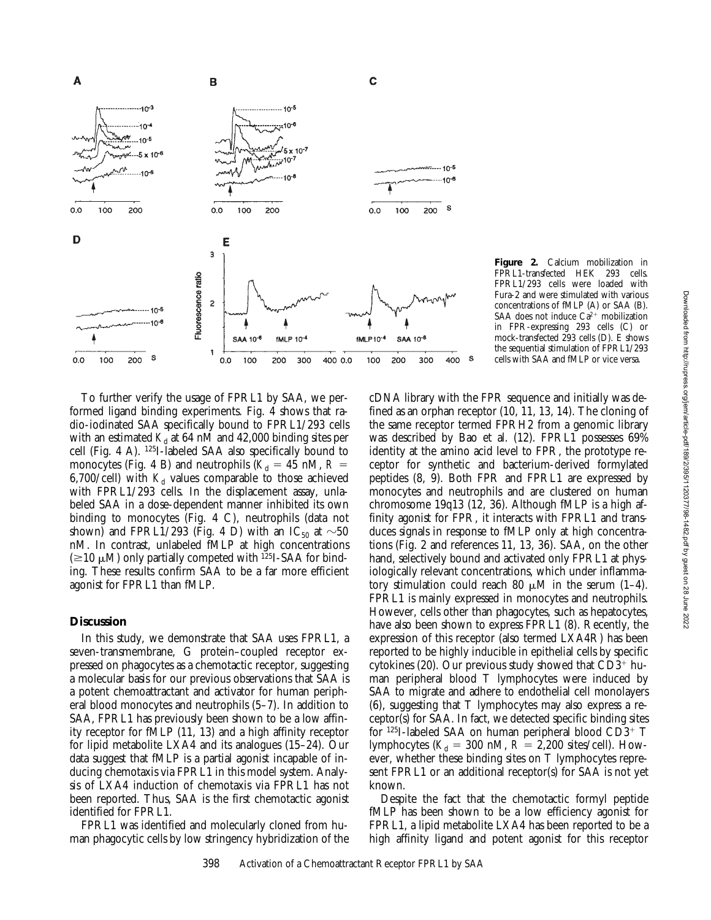**Figure 2.** Calcium mobilization in FPRL1-transfected HEK 293 cells. FPRL1/293 cells were loaded with Fura-2 and were stimulated with various concentrations of fMLP (A) or SAA (B). SAA does not induce $Ca^{2+}$ mobilization in FPR-expressing 293 cells (C) or mock-transfected 293 cells (D). E shows the sequential stimulation of FPRL1/293 cells with SAA and fMLP or vice versa.

To further verify the usage of FPRL1 by SAA, we performed ligand binding experiments. Fig. 4 shows that radio-iodinated SAA specifically bound to FPRL1/293 cells with an estimated $K_d$ at 64 nM and 42,000 binding sites per cell (Fig. 4 A). $^{125}$I-labeled SAA also specifically bound to monocytes (Fig. 4 B) and neutrophils ($K_d$ = 45 nM, $R$ = 6,700/cell) with $K_d$ values comparable to those achieved with FPRL1/293 cells. In the displacement assay, unlabeled SAA in a dose-dependent manner inhibited its own binding to monocytes (Fig. 4 C), neutrophils (data not shown) and FPRL1/293 (Fig. 4 D) with an $IC_{50}$ at ~50 nM. In contrast, unlabeled fMLP at high concentrations (≥10 μM) only partially competed with $^{125}$I-SAA for binding. These results confirm SAA to be a far more efficient agonist for FPRL1 than fMLP.

## Discussion

In this study, we demonstrate that SAA uses FPRL1, a seven-transmembrane, G protein–coupled receptor expressed on phagocytes as a chemotactic receptor, suggesting a molecular basis for our previous observations that SAA is a potent chemoattractant and activator for human peripheral blood monocytes and neutrophils (5–7). In addition to SAA, FPRL1 has previously been shown to be a low affinity receptor for fMLP (11, 13) and a high affinity receptor for lipid metabolite LXA4 and its analogues (15–24). Our data suggest that fMLP is a partial agonist incapable of inducing chemotaxis via FPRL1 in this model system. Analysis of LXA4 induction of chemotaxis via FPRL1 has not been reported. Thus, SAA is the first chemotactic agonist identified for FPRL1.

FPRL1 was identified and molecularly cloned from human phagocytic cells by low stringency hybridization of the cDNA library with the FPR sequence and initially was defined as an orphan receptor (10, 11, 13, 14). The cloning of the same receptor termed FPRH2 from a genomic library was described by Bao et al. (12). FPRL1 possesses 69% identity at the amino acid level to FPR, the prototype receptor for synthetic and bacterium-derived formylated peptides (8, 9). Both FPR and FPRL1 are expressed by monocytes and neutrophils and are clustered on human chromosome 19q13 (12, 36). Although fMLP is a high affinity agonist for FPR, it interacts with FPRL1 and transduces signals in response to fMLP only at high concentrations (Fig. 2 and references 11, 13, 36). SAA, on the other hand, selectively bound and activated only FPRL1 at physiologically relevant concentrations, which under inflammatory stimulation could reach 80 μM in the serum (1–4). FPRL1 is mainly expressed in monocytes and neutrophils. However, cells other than phagocytes, such as hepatocytes, have also been shown to express FPRL1 (8). Recently, the expression of this receptor (also termed LXA4R) has been reported to be highly inducible in epithelial cells by specific cytokines (20). Our previous study showed that $CD3^+$ human peripheral blood T lymphocytes were induced by SAA to migrate and adhere to endothelial cell monolayers (6), suggesting that T lymphocytes may also express a receptor(s) for SAA. In fact, we detected specific binding sites for $^{125}$I-labeled SAA on human peripheral blood $CD3^+$ T lymphocytes ($K_d$ = 300 nM, $R$ = 2,200 sites/cell). However, whether these binding sites on T lymphocytes represent FPRL1 or an additional receptor(s) for SAA is not yet known.

Despite the fact that the chemotactic formyl peptide fMLP has been shown to be a low efficiency agonist for FPRL1, a lipid metabolite LXA4 has been reported to be a high affinity ligand and potent agonist for this receptor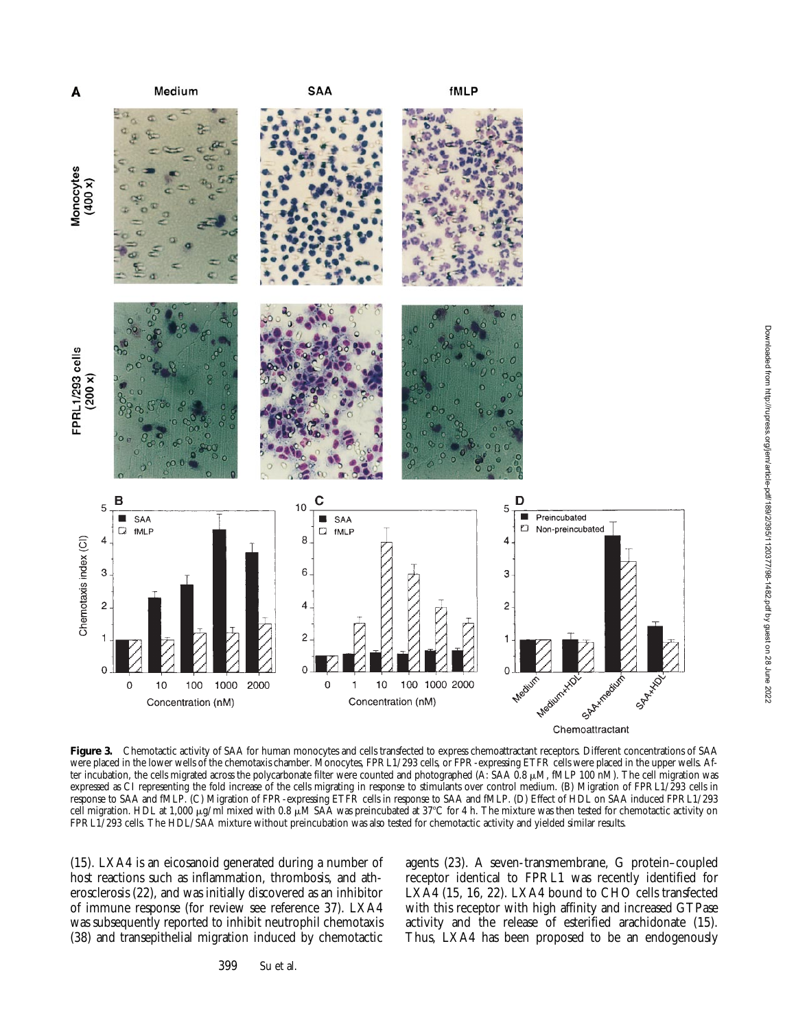**Figure 3.** Chemotactic activity of SAA for human monocytes and cells transfected to express chemoattractant receptors. Different concentrations of SAA were placed in the lower wells of the chemotaxis chamber. Monocytes, FPRL1/293 cells, or FPR-expressing ETFR cells were placed in the upper wells. After incubation, the cells migrated across the polycarbonate filter were counted and photographed (A: SAA 0.8 μM, fMLP 100 nM). The cell migration was expressed as CI representing the fold increase of the cells migrating in response to stimulants over control medium. (B) Migration of FPRL1/293 cells in response to SAA and fMLP. (C) Migration of FPR-expressing ETFR cells in response to SAA and fMLP. (D) Effect of HDL on SAA induced FPRL1/293 cell migration. HDL at 1,000 μg/ml mixed with 0.8 μM SAA was preincubated at 37°C for 4 h. The mixture was then tested for chemotactic activity on FPRL1/293 cells. The HDL/SAA mixture without preincubation was also tested for chemotactic activity and yielded similar results.

(15). LXA4 is an eicosanoid generated during a number of host reactions such as inflammation, thrombosis, and atherosclerosis (22), and was initially discovered as an inhibitor of immune response (for review see reference 37). LXA4 was subsequently reported to inhibit neutrophil chemotaxis (38) and transepithelial migration induced by chemotactic agents (23). A seven-transmembrane, G protein–coupled receptor identical to FPRL1 was recently identified for LXA4 (15, 16, 22). LXA4 bound to CHO cells transfected with this receptor with high affinity and increased GTPase activity and the release of esterified arachidonate (15). Thus, LXA4 has been proposed to be an endogenously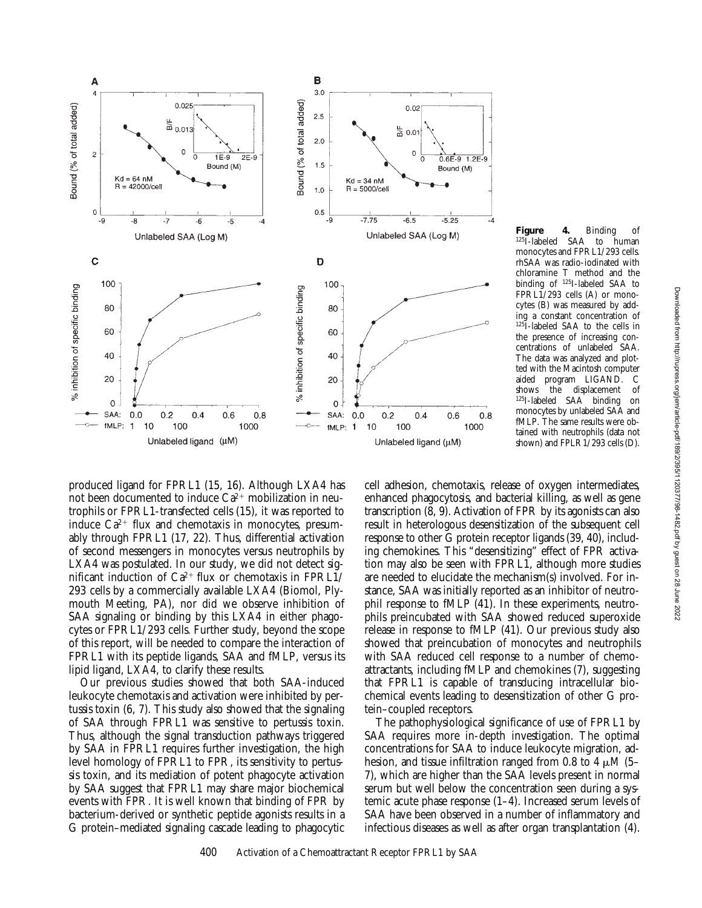**Figure 4.** Binding of $^{125}$I-labeled SAA to human monocytes and FPRL1/293 cells. rhSAA was radio-iodinated with chloramine T method and the binding of $^{125}$I-labeled SAA to FPRL1/293 cells (A) or monocytes (B) was measured by adding a constant concentration of $^{125}$I-labeled SAA to the cells in the presence of increasing concentrations of unlabeled SAA. The data was analyzed and plotted with the Macintosh computer aided program LIGAND. C shows the displacement of $^{125}$I-labeled SAA binding on monocytes by unlabeled SAA and fMLP. The same results were obtained with neutrophils (data not shown) and FPLR1/293 cells (D).

produced ligand for FPRL1 (15, 16). Although LXA4 has not been documented to induce $Ca^{2+}$ mobilization in neutrophils or FPRL1-transfected cells (15), it was reported to induce $Ca^{2+}$ flux and chemotaxis in monocytes, presumably through FPRL1 (17, 22). Thus, differential activation of second messengers in monocytes versus neutrophils by LXA4 was postulated. In our study, we did not detect significant induction of $Ca^{2+}$ flux or chemotaxis in FPRL1/293 cells by a commercially available LXA4 (Biomol, Plymouth Meeting, PA), nor did we observe inhibition of SAA signaling or binding by this LXA4 in either phagocytes or FPRL1/293 cells. Further study, beyond the scope of this report, will be needed to compare the interaction of FPRL1 with its peptide ligands, SAA and fMLP, versus its lipid ligand, LXA4, to clarify these results.

Our previous studies showed that both SAA-induced leukocyte chemotaxis and activation were inhibited by pertussis toxin (6, 7). This study also showed that the signaling of SAA through FPRL1 was sensitive to pertussis toxin. Thus, although the signal transduction pathways triggered by SAA in FPRL1 requires further investigation, the high level homology of FPRL1 to FPR, its sensitivity to pertussis toxin, and its mediation of potent phagocyte activation by SAA suggest that FPRL1 may share major biochemical events with FPR. It is well known that binding of FPR by bacterium-derived or synthetic peptide agonists results in a G protein–mediated signaling cascade leading to phagocytic cell adhesion, chemotaxis, release of oxygen intermediates, enhanced phagocytosis, and bacterial killing, as well as gene transcription (8, 9). Activation of FPR by its agonists can also result in heterologous desensitization of the subsequent cell response to other G protein receptor ligands (39, 40), including chemokines. This "desensitizing" effect of FPR activation may also be seen with FPRL1, although more studies are needed to elucidate the mechanism(s) involved. For instance, SAA was initially reported as an inhibitor of neutrophil response to fMLP (41). In these experiments, neutrophils preincubated with SAA showed reduced superoxide release in response to fMLP (41). Our previous study also showed that preincubation of monocytes and neutrophils with SAA reduced cell response to a number of chemoattractants, including fMLP and chemokines (7), suggesting that FPRL1 is capable of transducing intracellular biochemical events leading to desensitization of other G protein–coupled receptors.

The pathophysiological significance of use of FPRL1 by SAA requires more in-depth investigation. The optimal concentrations for SAA to induce leukocyte migration, adhesion, and tissue infiltration ranged from 0.8 to 4 μM (5–7), which are higher than the SAA levels present in normal serum but well below the concentration seen during a systemic acute phase response (1–4). Increased serum levels of SAA have been observed in a number of inflammatory and infectious diseases as well as after organ transplantation (4).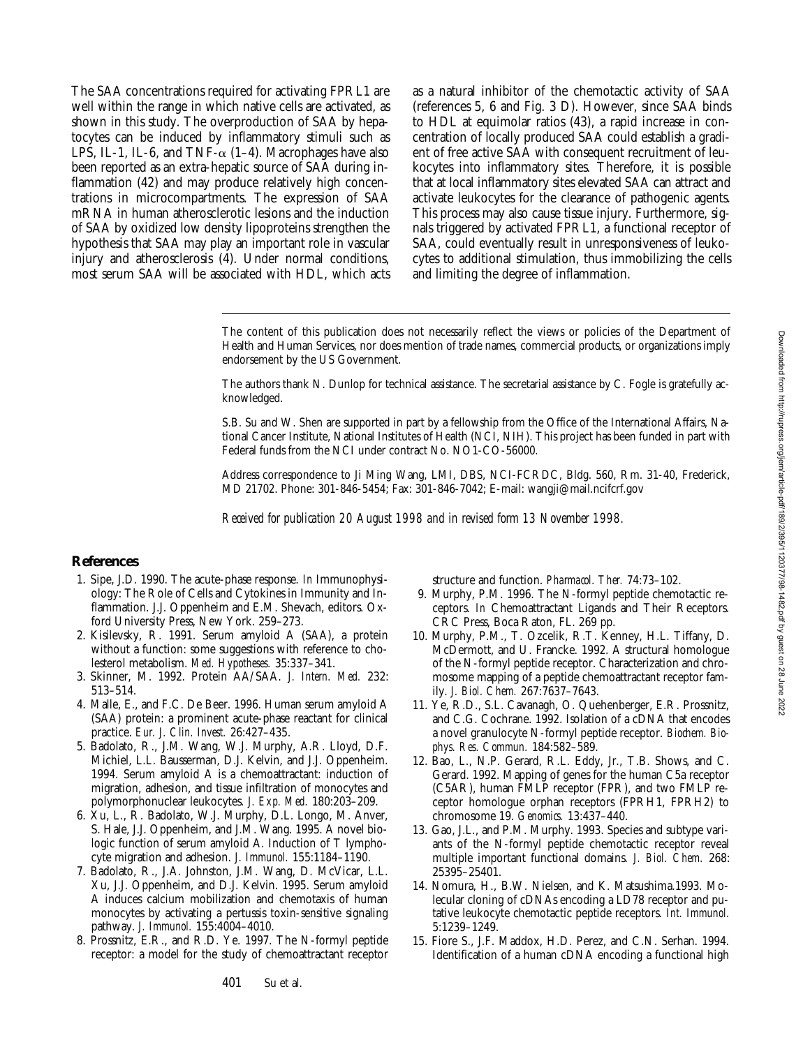The SAA concentrations required for activating FPRL1 are well within the range in which native cells are activated, as shown in this study. The overproduction of SAA by hepatocytes can be induced by inflammatory stimuli such as LPS, IL-1, IL-6, and TNF-$\alpha$ (1–4). Macrophages have also been reported as an extra-hepatic source of SAA during inflammation (42) and may produce relatively high concentrations in microcompartments. The expression of SAA mRNA in human atherosclerotic lesions and the induction of SAA by oxidized low density lipoproteins strengthen the hypothesis that SAA may play an important role in vascular injury and atherosclerosis (4). Under normal conditions, most serum SAA will be associated with HDL, which acts as a natural inhibitor of the chemotactic activity of SAA (references 5, 6 and Fig. 3 D). However, since SAA binds to HDL at equimolar ratios (43), a rapid increase in concentration of locally produced SAA could establish a gradient of free active SAA with consequent recruitment of leukocytes into inflammatory sites. Therefore, it is possible that at local inflammatory sites elevated SAA can attract and activate leukocytes for the clearance of pathogenic agents. This process may also cause tissue injury. Furthermore, signals triggered by activated FPRL1, a functional receptor of SAA, could eventually result in unresponsiveness of leukocytes to additional stimulation, thus immobilizing the cells and limiting the degree of inflammation.

The content of this publication does not necessarily reflect the views or policies of the Department of Health and Human Services, nor does mention of trade names, commercial products, or organizations imply endorsement by the US Government.

The authors thank N. Dunlop for technical assistance. The secretarial assistance by C. Fogle is gratefully acknowledged.

S.B. Su and W. Shen are supported in part by a fellowship from the Office of the International Affairs, National Cancer Institute, National Institutes of Health (NCI, NIH). This project has been funded in part with Federal funds from the NCI under contract No. NO1-CO-56000.

Address correspondence to Ji Ming Wang, LMI, DBS, NCI-FCRDC, Bldg. 560, Rm. 31-40, Frederick, MD 21702. Phone: 301-846-5454; Fax: 301-846-7042; E-mail: wangji@mail.ncifcrf.gov

*Received for publication 20 August 1998 and in revised form 13 November 1998.*

## References

1. Sipe, J.D. 1990. The acute-phase response. *In* Immunophysiology: The Role of Cells and Cytokines in Immunity and Inflammation. J.J. Oppenheim and E.M. Shevach, editors. Oxford University Press, New York. 259–273.
2. Kisilevsky, R. 1991. Serum amyloid A (SAA), a protein without a function: some suggestions with reference to cholesterol metabolism. *Med. Hypotheses.* 35:337–341.
3. Skinner, M. 1992. Protein AA/SAA. *J. Intern. Med.* 232: 513–514.
4. Malle, E., and F.C. De Beer. 1996. Human serum amyloid A (SAA) protein: a prominent acute-phase reactant for clinical practice. *Eur. J. Clin. Invest.* 26:427–435.
5. Badolato, R., J.M. Wang, W.J. Murphy, A.R. Lloyd, D.F. Michiel, L.L. Bausserman, D.J. Kelvin, and J.J. Oppenheim. 1994. Serum amyloid A is a chemoattractant: induction of migration, adhesion, and tissue infiltration of monocytes and polymorphonuclear leukocytes. *J. Exp. Med.* 180:203–209.
6. Xu, L., R. Badolato, W.J. Murphy, D.L. Longo, M. Anver, S. Hale, J.J. Oppenheim, and J.M. Wang. 1995. A novel biologic function of serum amyloid A. Induction of T lymphocyte migration and adhesion. *J. Immunol.* 155:1184–1190.
7. Badolato, R., J.A. Johnston, J.M. Wang, D. McVicar, L.L. Xu, J.J. Oppenheim, and D.J. Kelvin. 1995. Serum amyloid A induces calcium mobilization and chemotaxis of human monocytes by activating a pertussis toxin-sensitive signaling pathway. *J. Immunol.* 155:4004–4010.
8. Prossnitz, E.R., and R.D. Ye. 1997. The N-formyl peptide receptor: a model for the study of chemoattractant receptor structure and function. *Pharmacol. Ther.* 74:73–102.
9. Murphy, P.M. 1996. The N-formyl peptide chemotactic receptors. *In* Chemoattractant Ligands and Their Receptors. CRC Press, Boca Raton, FL. 269 pp.
10. Murphy, P.M., T. Ozcelik, R.T. Kenney, H.L. Tiffany, D. McDermott, and U. Francke. 1992. A structural homologue of the N-formyl peptide receptor. Characterization and chromosome mapping of a peptide chemoattractant receptor family. *J. Biol. Chem.* 267:7637–7643.
11. Ye, R.D., S.L. Cavanagh, O. Quehenberger, E.R. Prossnitz, and C.G. Cochrane. 1992. Isolation of a cDNA that encodes a novel granulocyte N-formyl peptide receptor. *Biochem. Biophys. Res. Commun.* 184:582–589.
12. Bao, L., N.P. Gerard, R.L. Eddy, Jr., T.B. Shows, and C. Gerard. 1992. Mapping of genes for the human C5a receptor (C5AR), human FMLP receptor (FPR), and two FMLP receptor homologue orphan receptors (FPRH1, FPRH2) to chromosome 19. *Genomics.* 13:437–440.
13. Gao, J.L., and P.M. Murphy. 1993. Species and subtype variants of the N-formyl peptide chemotactic receptor reveal multiple important functional domains. *J. Biol. Chem.* 268: 25395–25401.
14. Nomura, H., B.W. Nielsen, and K. Matsushima.1993. Molecular cloning of cDNAs encoding a LD78 receptor and putative leukocyte chemotactic peptide receptors. *Int. Immunol.* 5:1239–1249.
15. Fiore S., J.F. Maddox, H.D. Perez, and C.N. Serhan. 1994. Identification of a human cDNA encoding a functional high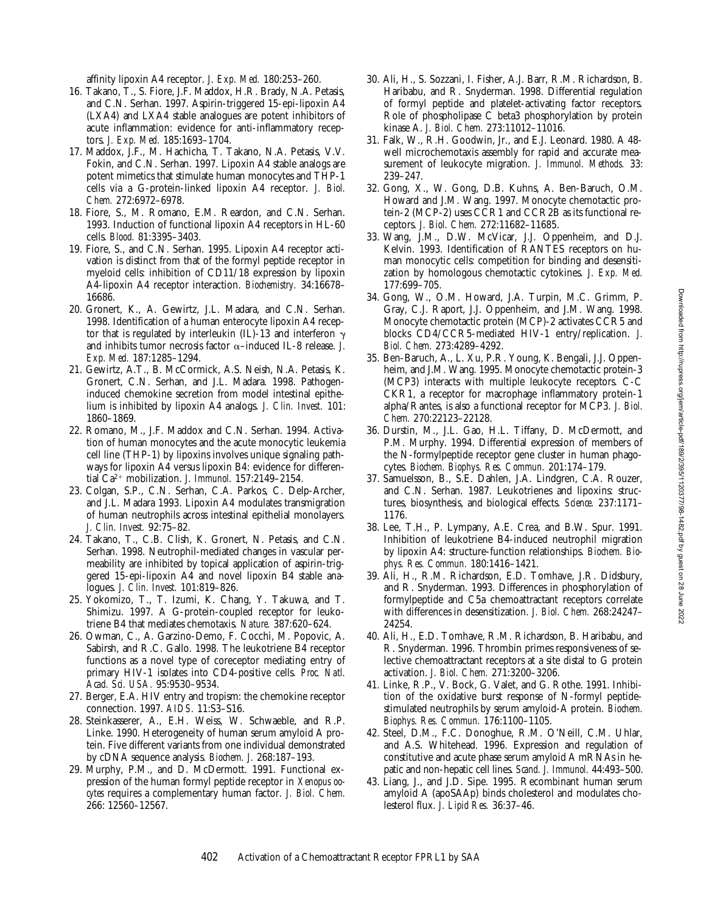affinity lipoxin A4 receptor. *J. Exp. Med.* 180:253–260.

16. Takano, T., S. Fiore, J.F. Maddox, H.R. Brady, N.A. Petasis, and C.N. Serhan. 1997. Aspirin-triggered 15-epi-lipoxin A4 (LXA4) and LXA4 stable analogues are potent inhibitors of acute inflammation: evidence for anti-inflammatory receptors. *J. Exp. Med.* 185:1693–1704.
17. Maddox, J.F., M. Hachicha, T. Takano, N.A. Petasis, V.V. Fokin, and C.N. Serhan. 1997. Lipoxin A4 stable analogs are potent mimetics that stimulate human monocytes and THP-1 cells via a G-protein-linked lipoxin A4 receptor. *J. Biol. Chem.* 272:6972–6978.
18. Fiore, S., M. Romano, E.M. Reardon, and C.N. Serhan. 1993. Induction of functional lipoxin A4 receptors in HL-60 cells. *Blood.* 81:3395–3403.
19. Fiore, S., and C.N. Serhan. 1995. Lipoxin A4 receptor activation is distinct from that of the formyl peptide receptor in myeloid cells: inhibition of CD11/18 expression by lipoxin A4-lipoxin A4 receptor interaction. *Biochemistry.* 34:16678–16686.
20. Gronert, K., A. Gewirtz, J.L. Madara, and C.N. Serhan. 1998. Identification of a human enterocyte lipoxin A4 receptor that is regulated by interleukin (IL)-13 and interferon $\gamma$ and inhibits tumor necrosis factor $\alpha$–induced IL-8 release. *J. Exp. Med.* 187:1285–1294.
21. Gewirtz, A.T., B. McCormick, A.S. Neish, N.A. Petasis, K. Gronert, C.N. Serhan, and J.L. Madara. 1998. Pathogen-induced chemokine secretion from model intestinal epithelium is inhibited by lipoxin A4 analogs. *J. Clin. Invest.* 101:1860–1869.
22. Romano, M., J.F. Maddox and C.N. Serhan. 1994. Activation of human monocytes and the acute monocytic leukemia cell line (THP-1) by lipoxins involves unique signaling pathways for lipoxin A4 versus lipoxin B4: evidence for differential $Ca^{2+}$ mobilization. *J. Immunol.* 157:2149–2154.
23. Colgan, S.P., C.N. Serhan, C.A. Parkos, C. Delp-Archer, and J.L. Madara 1993. Lipoxin A4 modulates transmigration of human neutrophils across intestinal epithelial monolayers. *J. Clin. Invest.* 92:75–82.
24. Takano, T., C.B. Clish, K. Gronert, N. Petasis, and C.N. Serhan. 1998. Neutrophil-mediated changes in vascular permeability are inhibited by topical application of aspirin-triggered 15-epi-lipoxin A4 and novel lipoxin B4 stable analogues. *J. Clin. Invest.* 101:819–826.
25. Yokomizo, T., T. Izumi, K. Chang, Y. Takuwa, and T. Shimizu. 1997. A G-protein-coupled receptor for leukotriene B4 that mediates chemotaxis. *Nature.* 387:620–624.
26. Owman, C., A. Garzino-Demo, F. Cocchi, M. Popovic, A. Sabirsh, and R.C. Gallo. 1998. The leukotriene B4 receptor functions as a novel type of coreceptor mediating entry of primary HIV-1 isolates into CD4-positive cells. *Proc. Natl. Acad. Sci. USA.* 95:9530–9534.
27. Berger, E.A. HIV entry and tropism: the chemokine receptor connection. 1997. *AIDS.* 11:S3–S16.
28. Steinkasserer, A., E.H. Weiss, W. Schwaeble, and R.P. Linke. 1990. Heterogeneity of human serum amyloid A protein. Five different variants from one individual demonstrated by cDNA sequence analysis. *Biochem. J.* 268:187–193.
29. Murphy, P.M., and D. McDermott. 1991. Functional expression of the human formyl peptide receptor in *Xenopus oocytes* requires a complementary human factor. *J. Biol. Chem.* 266: 12560–12567.
30. Ali, H., S. Sozzani, I. Fisher, A.J. Barr, R.M. Richardson, B. Haribabu, and R. Snyderman. 1998. Differential regulation of formyl peptide and platelet-activating factor receptors. Role of phospholipase C beta3 phosphorylation by protein kinase A. *J. Biol. Chem.* 273:11012–11016.
31. Falk, W., R.H. Goodwin, Jr., and E.J. Leonard. 1980. A 48-well microchemotaxis assembly for rapid and accurate measurement of leukocyte migration. *J. Immunol. Methods.* 33: 239–247.
32. Gong, X., W. Gong, D.B. Kuhns, A. Ben-Baruch, O.M. Howard and J.M. Wang. 1997. Monocyte chemotactic protein-2 (MCP-2) uses CCR1 and CCR2B as its functional receptors. *J. Biol. Chem.* 272:11682–11685.
33. Wang, J.M., D.W. McVicar, J.J. Oppenheim, and D.J. Kelvin. 1993. Identification of RANTES receptors on human monocytic cells: competition for binding and desensitization by homologous chemotactic cytokines. *J. Exp. Med.* 177:699–705.
34. Gong, W., O.M. Howard, J.A. Turpin, M.C. Grimm, P. Gray, C.J. Raport, J.J. Oppenheim, and J.M. Wang. 1998. Monocyte chemotactic protein (MCP)-2 activates CCR5 and blocks CD4/CCR5-mediated HIV-1 entry/replication. *J. Biol. Chem.* 273:4289–4292.
35. Ben-Baruch, A., L. Xu, P.R. Young, K. Bengali, J.J. Oppenheim, and J.M. Wang. 1995. Monocyte chemotactic protein-3 (MCP3) interacts with multiple leukocyte receptors. C-C CKR1, a receptor for macrophage inflammatory protein-1 alpha/Rantes, is also a functional receptor for MCP3. *J. Biol. Chem.* 270:22123–22128.
36. Durstin, M., J.L. Gao, H.L. Tiffany, D. McDermott, and P.M. Murphy. 1994. Differential expression of members of the N-formylpeptide receptor gene cluster in human phagocytes. *Biochem. Biophys. Res. Commun.* 201:174–179.
37. Samuelsson, B., S.E. Dahlen, J.A. Lindgren, C.A. Rouzer, and C.N. Serhan. 1987. Leukotrienes and lipoxins: structures, biosynthesis, and biological effects. *Science.* 237:1171–1176.
38. Lee, T.H., P. Lympany, A.E. Crea, and B.W. Spur. 1991. Inhibition of leukotriene B4-induced neutrophil migration by lipoxin A4: structure-function relationships. *Biochem. Biophys. Res. Commun.* 180:1416–1421.
39. Ali, H., R.M. Richardson, E.D. Tomhave, J.R. Didsbury, and R. Snyderman. 1993. Differences in phosphorylation of formylpeptide and C5a chemoattractant receptors correlate with differences in desensitization. *J. Biol. Chem.* 268:24247–24254.
40. Ali, H., E.D. Tomhave, R.M. Richardson, B. Haribabu, and R. Snyderman. 1996. Thrombin primes responsiveness of selective chemoattractant receptors at a site distal to G protein activation. *J. Biol. Chem.* 271:3200–3206.
41. Linke, R.P., V. Bock, G. Valet, and G. Rothe. 1991. Inhibition of the oxidative burst response of N-formyl peptide-stimulated neutrophils by serum amyloid-A protein. *Biochem. Biophys. Res. Commun.* 176:1100–1105.
42. Steel, D.M., F.C. Donoghue, R.M. O'Neill, C.M. Uhlar, and A.S. Whitehead. 1996. Expression and regulation of constitutive and acute phase serum amyloid A mRNAs in hepatic and non-hepatic cell lines. *Scand. J. Immunol.* 44:493–500.
43. Liang, J., and J.D. Sipe. 1995. Recombinant human serum amyloid A (apoSAAp) binds cholesterol and modulates cholesterol flux. *J. Lipid Res.* 36:37–46.